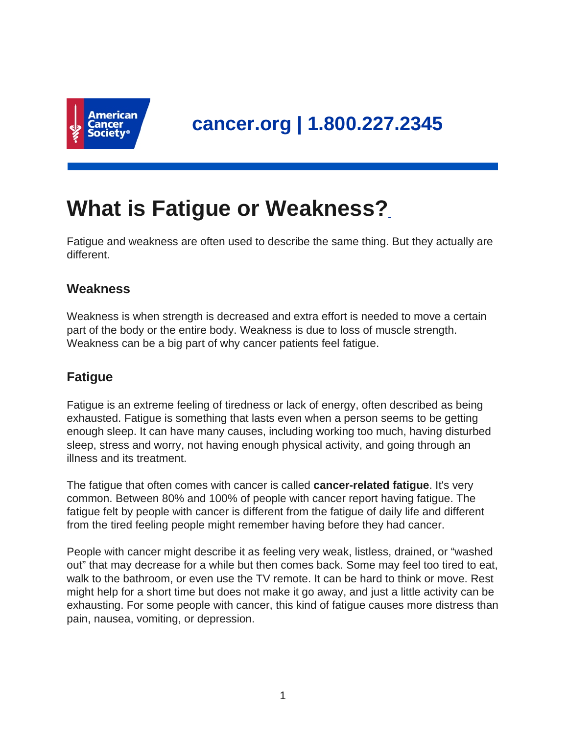cancer.org | 1.800.227.2345

# What is Fatigue or Weakness?

Fatigue and weakness are often used to describe the same thing. But they actually are different.

## Weakness

Weakness is when strength is decreased and extra effort is needed to move a certain part of the body or the entire body. Weakness is due to loss of muscle strength. Weakness can be a big part of why cancer patients feel fatigue.

## Fatigue

Fatigue is an extreme feeling of tiredness or lack of energy, often described as being exhausted. Fatigue is something that lasts even when a person seems to be getting enough sleep. It can have many causes, including working too much, having disturbed sleep, stress and worry, not having enough physical activity, and going through an illness and its treatment.

The fatigue that often comes with cancer is called **cancer-related fatigue**. It's very common. Between 80% and 100% of people with cancer report having fatigue. The fatigue felt by people with cancer is different from the fatigue of daily life and different from the tired feeling people might remember having before they had cancer.

People with cancer might describe it as feeling very weak, listless, drained, or "washed out" that may decrease for a while but then comes back. Some may feel too tired to eat, walk to the bathroom, or even use the TV remote. It can be hard to think or move. Rest might help for a short time but does not make it go away, and just a little activity can be exhausting. For some people with cancer, this kind of fatigue causes more distress than pain, nausea, vomiting, or depression.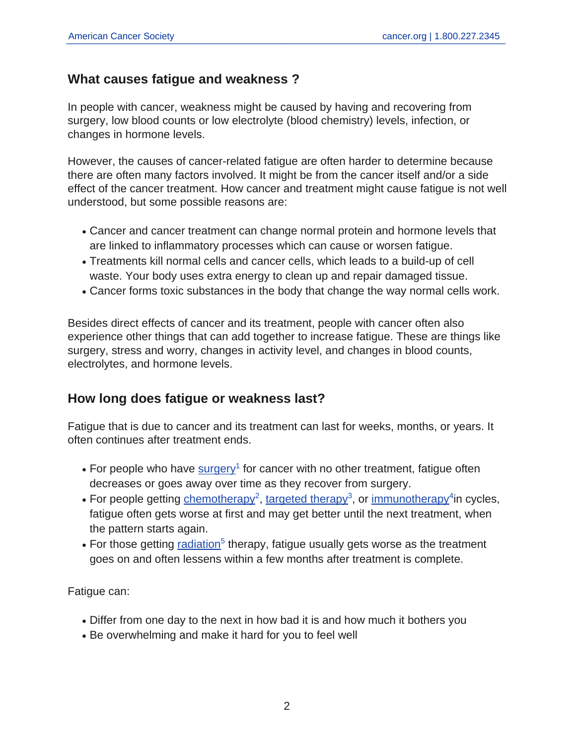## What causes fatigue and weakness ?

In people with cancer, weakness might be caused by having and recovering from surgery, low blood counts or low electrolyte (blood chemistry) levels, infection, or changes in hormone levels.

However, the causes of cancer-related fatigue are often harder to determine because there are often many factors involved. It might be from the cancer itself and/or a side effect of the cancer treatment. How cancer and treatment might cause fatigue is not well understood, but some possible reasons are:

- Cancer and cancer treatment can change normal protein and hormone levels that are linked to inflammatory processes which can cause or worsen fatigue.
- Treatments kill normal cells and cancer cells, which leads to a build-up of cell waste. Your body uses extra energy to clean up and repair damaged tissue.
- Cancer forms toxic substances in the body that change the way normal cells work.

Besides direct effects of cancer and its treatment, people with cancer often also experience other things that can add together to increase fatigue. These are things like surgery, stress and worry, changes in activity level, and changes in blood counts, electrolytes, and hormone levels.

## How long does fatigue or weakness last?

Fatigue that is due to cancer and its treatment can last for weeks, months, or years. It often continues after treatment ends.

- For people who have surgery[1] for cancer with no other treatment, fatigue often decreases or goes away over time as they recover from surgery.
- For people getting chemotherapy[2], targeted therapy[3], or immunotherapy[4] in cycles, fatigue often gets worse at first and may get better until the next treatment, when the pattern starts again.
- For those getting radiation[5] therapy, fatigue usually gets worse as the treatment goes on and often lessens within a few months after treatment is complete.

Fatigue can:

- Differ from one day to the next in how bad it is and how much it bothers you
- Be overwhelming and make it hard for you to feel well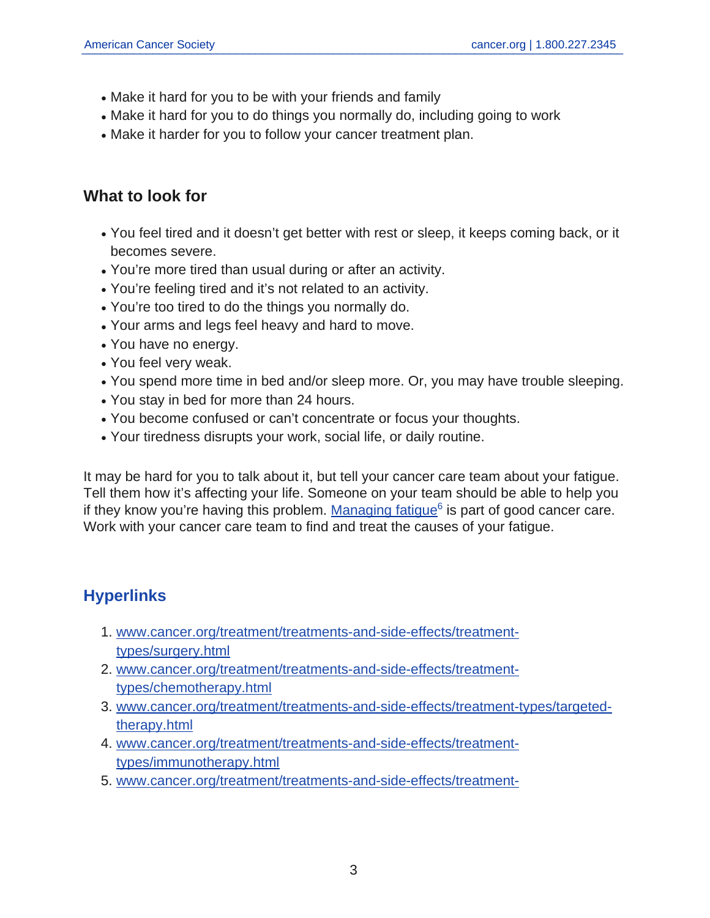- Make it hard for you to be with your friends and family
- Make it hard for you to do things you normally do, including going to work
- Make it harder for you to follow your cancer treatment plan.

## What to look for

- You feel tired and it doesn't get better with rest or sleep, it keeps coming back, or it becomes severe.
- You're more tired than usual during or after an activity.
- You're feeling tired and it's not related to an activity.
- You're too tired to do the things you normally do.
- Your arms and legs feel heavy and hard to move.
- You have no energy.
- You feel very weak.
- You spend more time in bed and/or sleep more. Or, you may have trouble sleeping.
- You stay in bed for more than 24 hours.
- You become confused or can't concentrate or focus your thoughts.
- Your tiredness disrupts your work, social life, or daily routine.

It may be hard for you to talk about it, but tell your cancer care team about your fatigue. Tell them how it's affecting your life. Someone on your team should be able to help you if they know you're having this problem. Managing fatigue[6] is part of good cancer care. Work with your cancer care team to find and treat the causes of your fatigue.

## Hyperlinks

1. www.cancer.org/treatment/treatments-and-side-effects/treatment-types/surgery.html
2. www.cancer.org/treatment/treatments-and-side-effects/treatment-types/chemotherapy.html
3. www.cancer.org/treatment/treatments-and-side-effects/treatment-types/targeted-therapy.html
4. www.cancer.org/treatment/treatments-and-side-effects/treatment-types/immunotherapy.html
5. www.cancer.org/treatment/treatments-and-side-effects/treatment-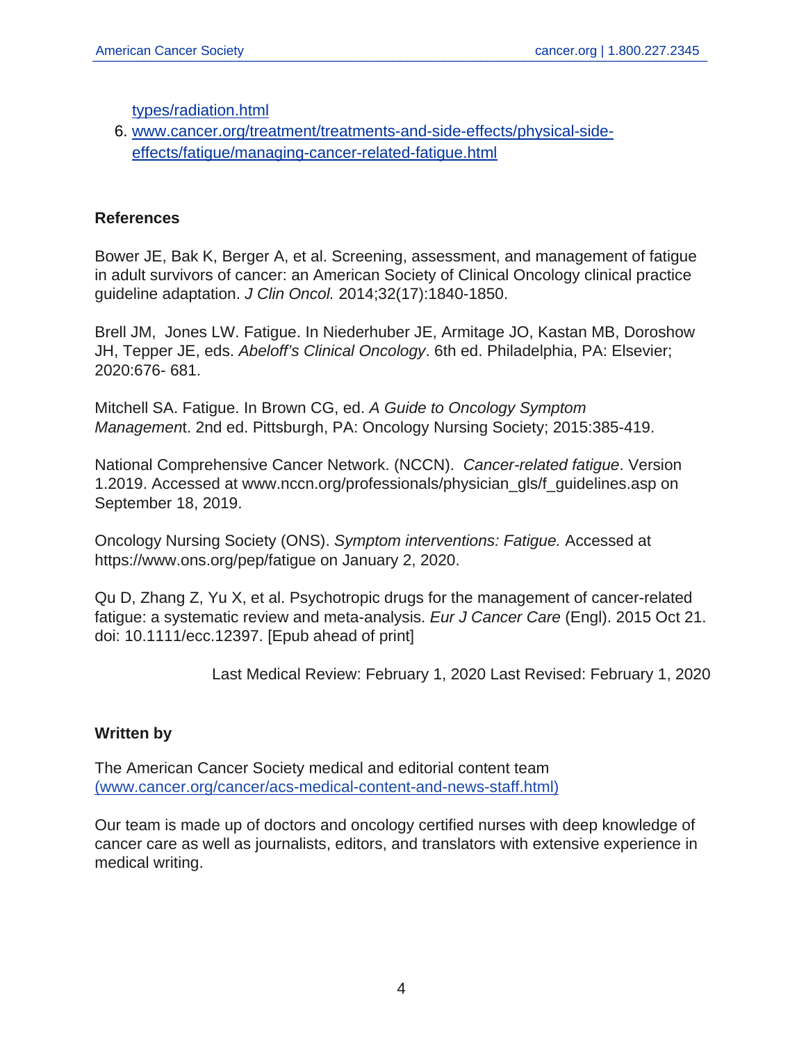types/radiation.html

6. www.cancer.org/treatment/treatments-and-side-effects/physical-side-effects/fatigue/managing-cancer-related-fatigue.html

## References

Bower JE, Bak K, Berger A, et al. Screening, assessment, and management of fatigue in adult survivors of cancer: an American Society of Clinical Oncology clinical practice guideline adaptation. *J Clin Oncol.* 2014;32(17):1840-1850.

Brell JM, Jones LW. Fatigue. In Niederhuber JE, Armitage JO, Kastan MB, Doroshow JH, Tepper JE, eds. *Abeloff's Clinical Oncology*. 6th ed. Philadelphia, PA: Elsevier; 2020:676- 681.

Mitchell SA. Fatigue. In Brown CG, ed. *A Guide to Oncology Symptom Managemen*t. 2nd ed. Pittsburgh, PA: Oncology Nursing Society; 2015:385-419.

National Comprehensive Cancer Network. (NCCN). *Cancer-related fatigue*. Version 1.2019. Accessed at www.nccn.org/professionals/physician_gls/f_guidelines.asp on September 18, 2019.

Oncology Nursing Society (ONS). *Symptom interventions: Fatigue.* Accessed at https://www.ons.org/pep/fatigue on January 2, 2020.

Qu D, Zhang Z, Yu X, et al. Psychotropic drugs for the management of cancer-related fatigue: a systematic review and meta-analysis. *Eur J Cancer Care* (Engl). 2015 Oct 21. doi: 10.1111/ecc.12397. [Epub ahead of print]

Last Medical Review: February 1, 2020 Last Revised: February 1, 2020

## Written by

The American Cancer Society medical and editorial content team (www.cancer.org/cancer/acs-medical-content-and-news-staff.html)

Our team is made up of doctors and oncology certified nurses with deep knowledge of cancer care as well as journalists, editors, and translators with extensive experience in medical writing.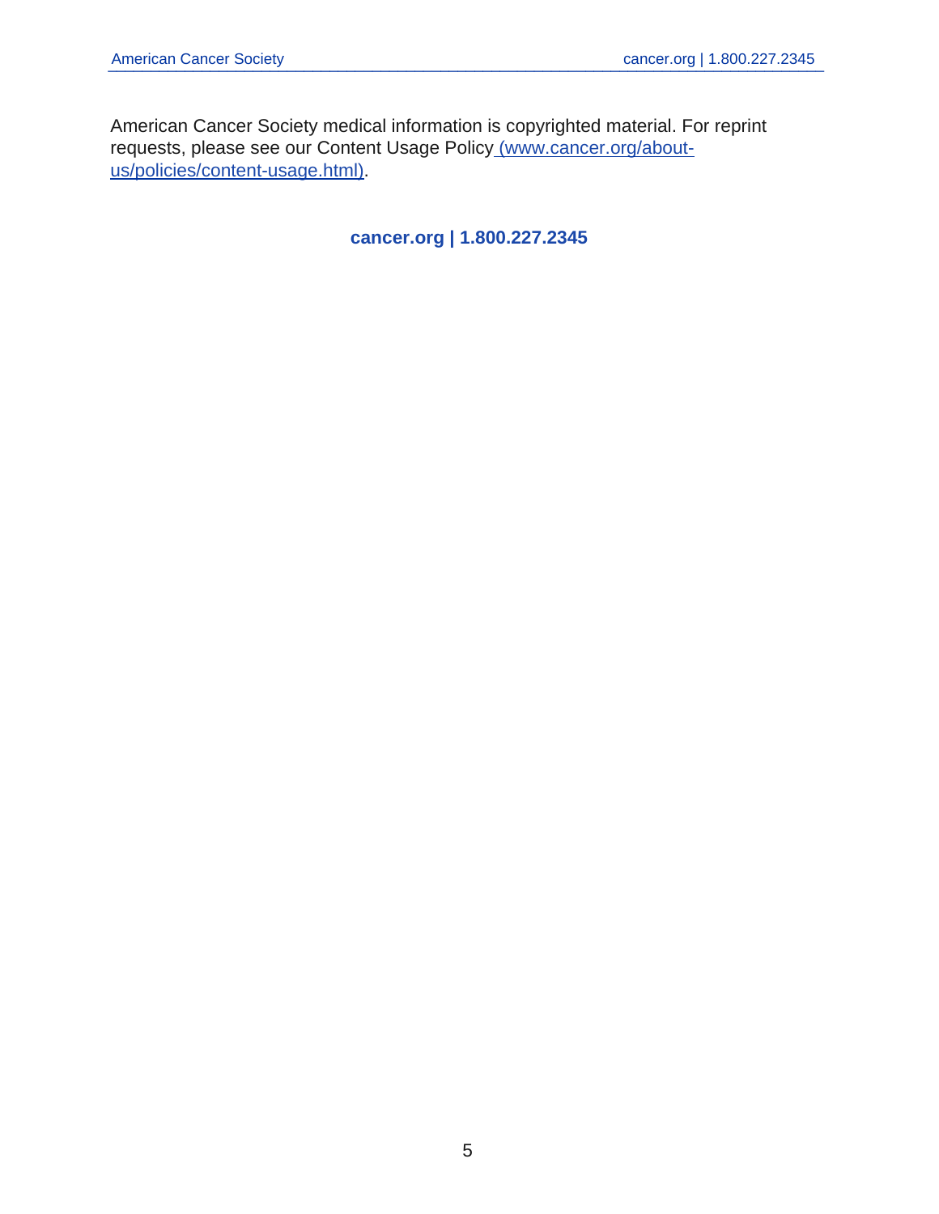American Cancer Society medical information is copyrighted material. For reprint requests, please see our Content Usage Policy (www.cancer.org/about-us/policies/content-usage.html).

**cancer.org | 1.800.227.2345**